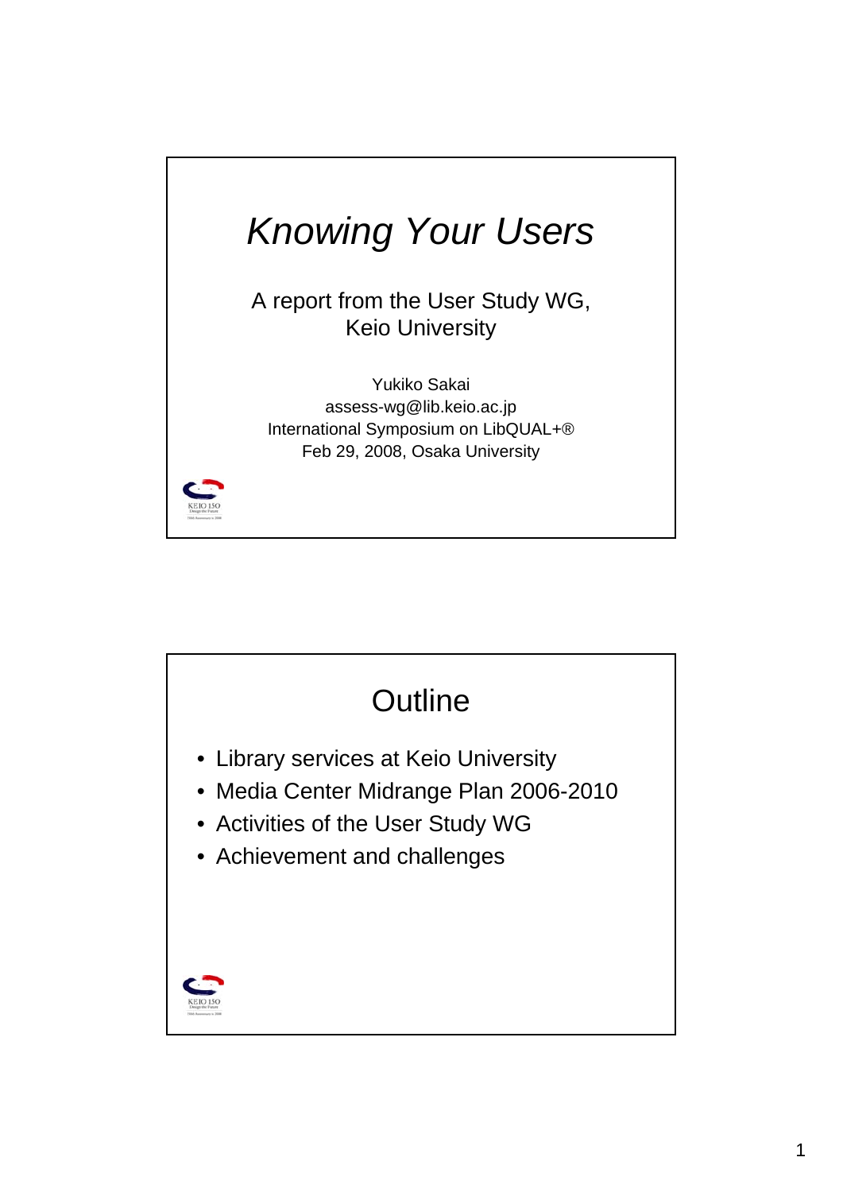# *Knowing Your Users*

A report from the User Study WG, Keio University

Yukiko Sakai
assess-wg@lib.keio.ac.jp
International Symposium on LibQUAL+®
Feb 29, 2008, Osaka University

## Outline

- Library services at Keio University
- Media Center Midrange Plan 2006-2010
- Activities of the User Study WG
- Achievement and challenges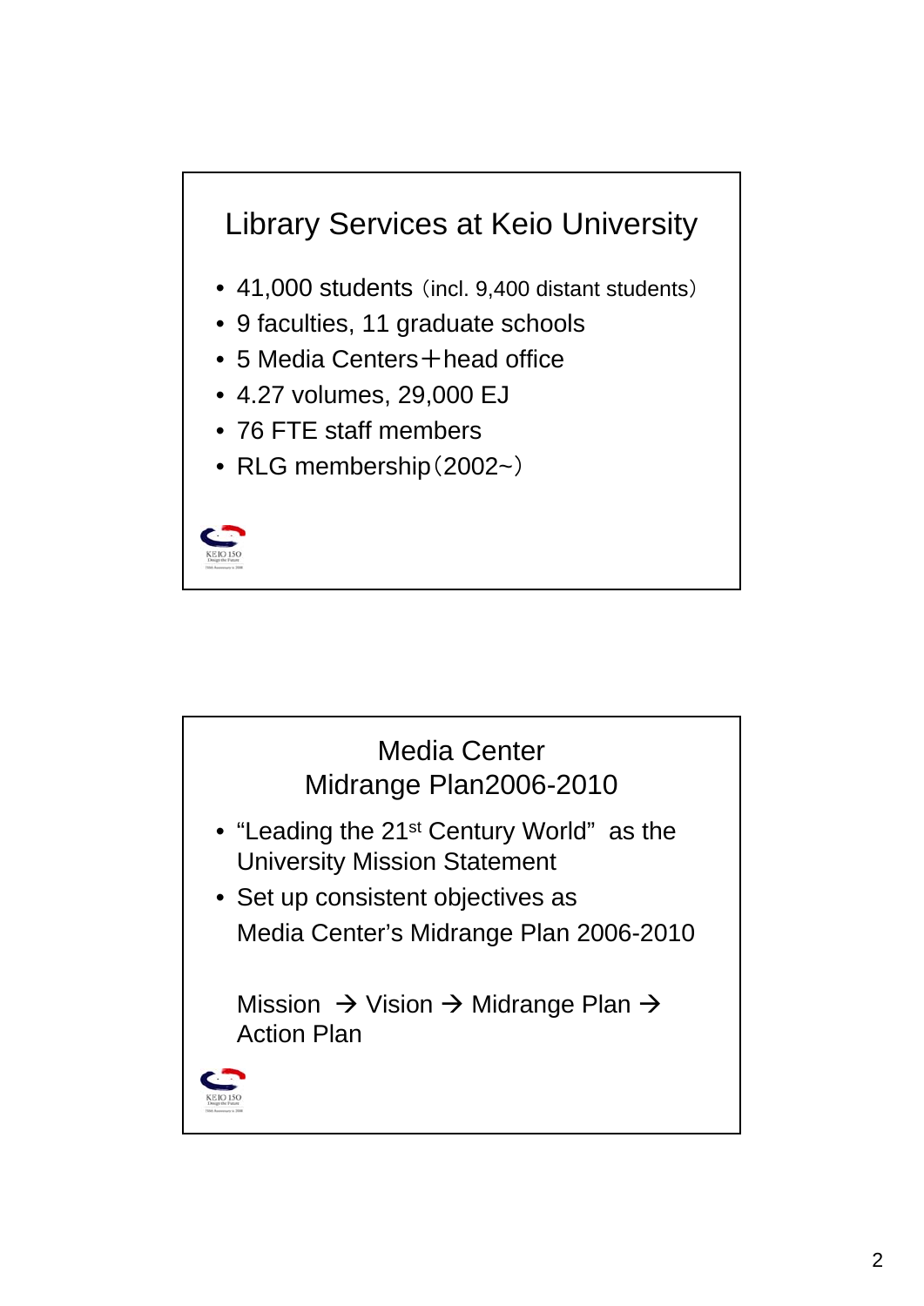## Library Services at Keio University

- 41,000 students（incl. 9,400 distant students）
- 9 faculties, 11 graduate schools
- 5 Media Centers＋head office
- 4.27 volumes, 29,000 EJ
- 76 FTE staff members
- RLG membership（2002~）

## Media Center Midrange Plan2006-2010

- "Leading the 21st Century World" as the University Mission Statement
- Set up consistent objectives as Media Center's Midrange Plan 2006-2010

Mission → Vision → Midrange Plan → Action Plan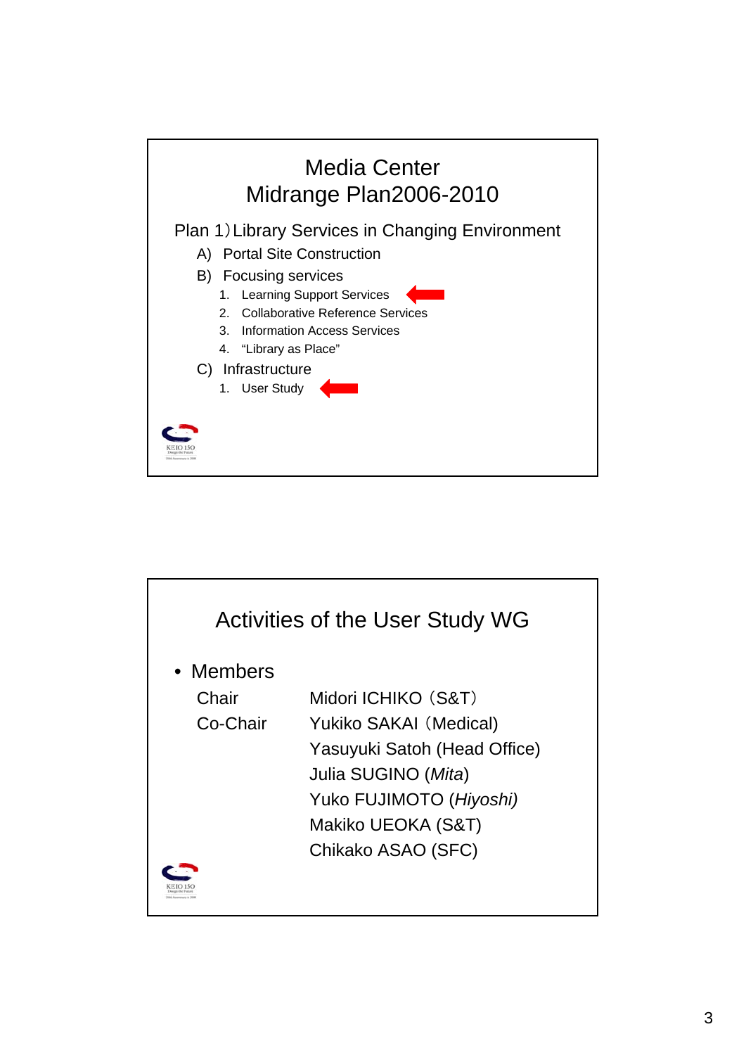## Media Center
## Midrange Plan2006-2010

Plan 1）Library Services in Changing Environment

A) Portal Site Construction

B) Focusing services

1. Learning Support Services
2. Collaborative Reference Services
3. Information Access Services
4. “Library as Place”

C) Infrastructure

1. User Study

## Activities of the User Study WG

- Members

| | |
|---|---|
| Chair | Midori ICHIKO（S&T） |
| Co-Chair | Yukiko SAKAI（Medical) |
| | Yasuyuki Satoh (Head Office) |
| | Julia SUGINO (*Mita*) |
| | Yuko FUJIMOTO (*Hiyoshi)* |
| | Makiko UEOKA (S&T) |
| | Chikako ASAO (SFC) |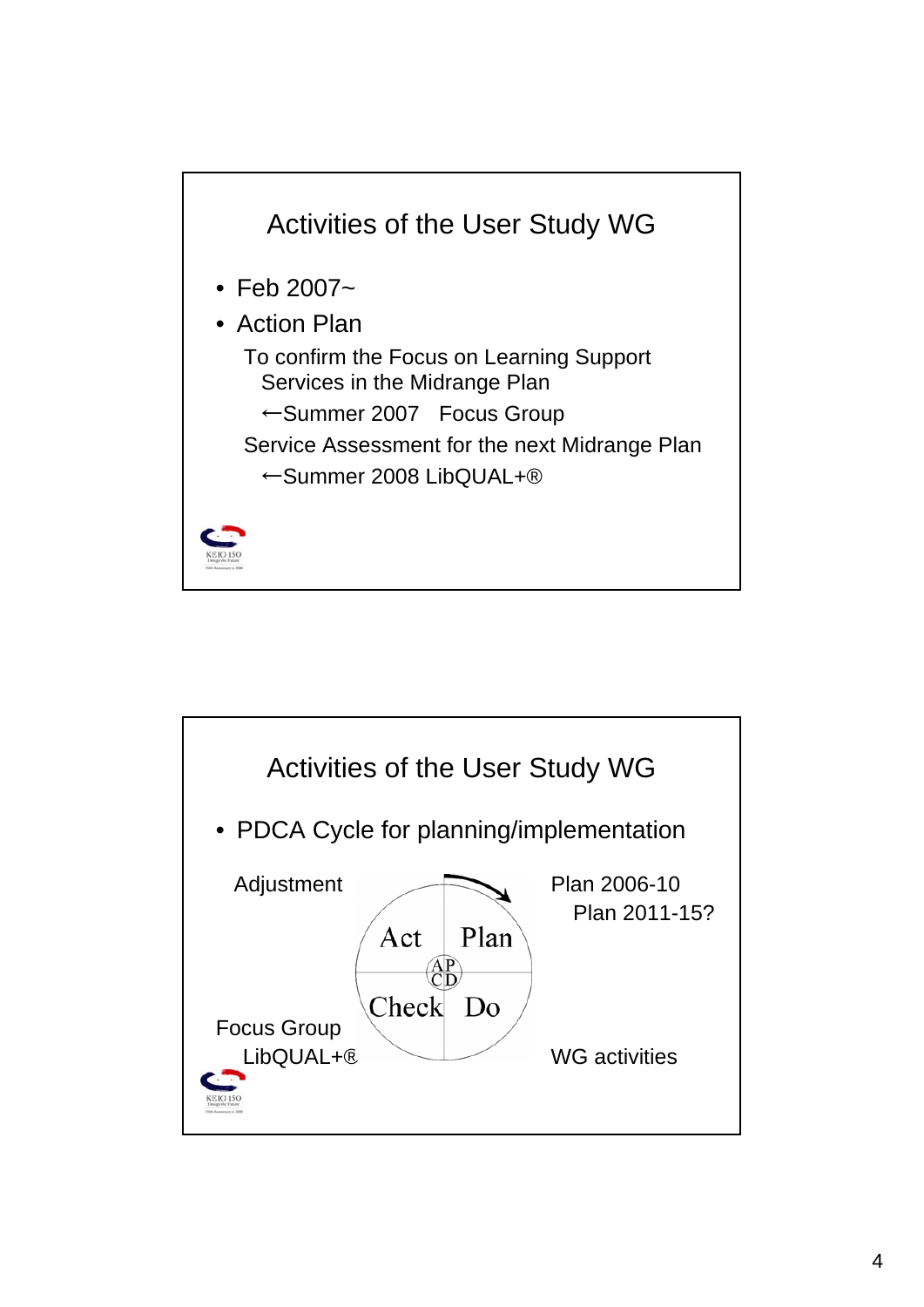## Activities of the User Study WG

- Feb 2007~
- Action Plan

  To confirm the Focus on Learning Support Services in the Midrange Plan

  ←Summer 2007 Focus Group

  Service Assessment for the next Midrange Plan

  ←Summer 2008 LibQUAL+®

KEIO 150

## Activities of the User Study WG

- PDCA Cycle for planning/implementation

Adjustment

Act | Plan

Check | Do

Plan 2006-10

Plan 2011-15?

Focus Group

LibQUAL+®

WG activities

KEIO 150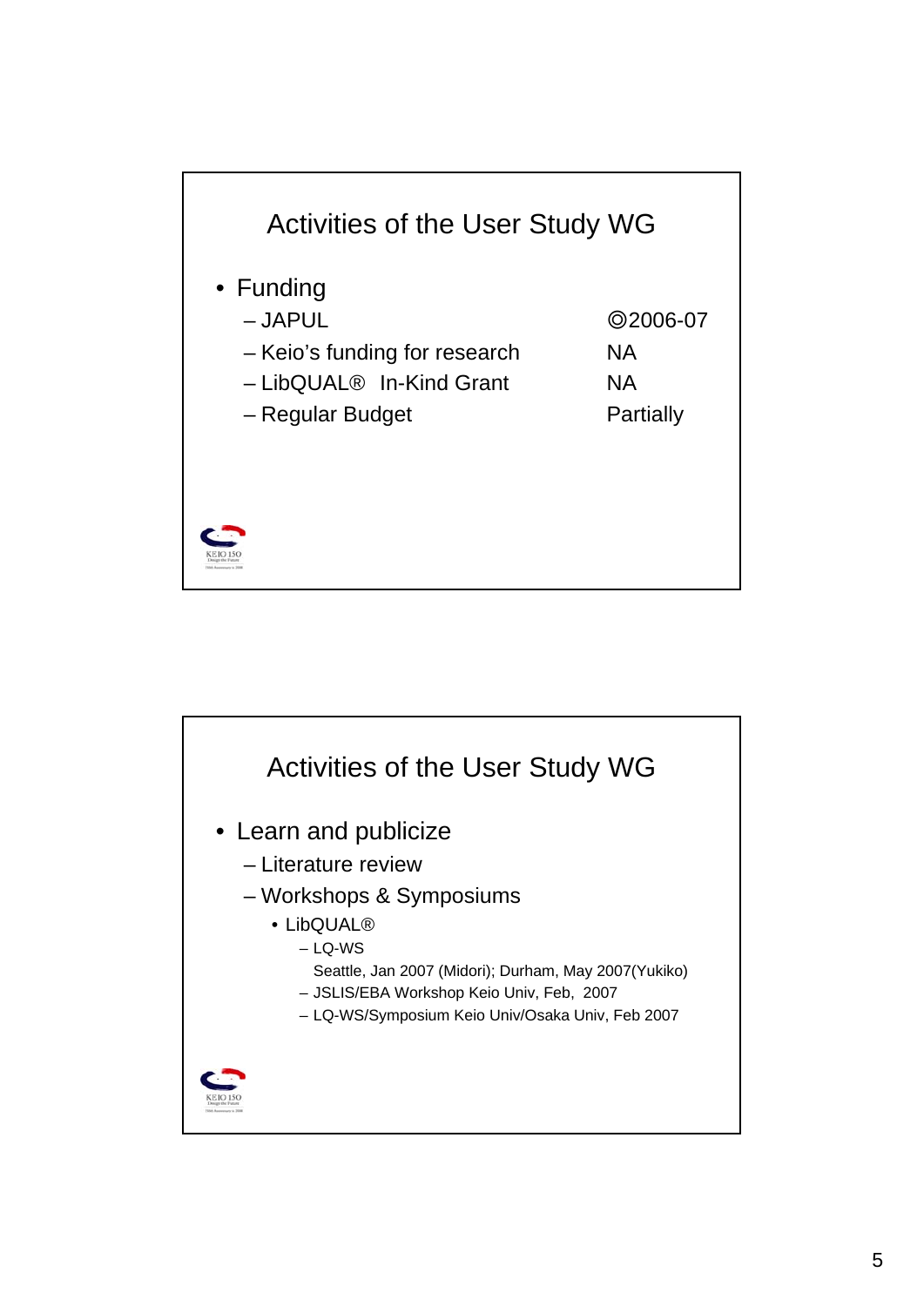## Activities of the User Study WG

- Funding
  - JAPUL ◎2006-07
  - Keio's funding for research NA
  - LibQUAL® In-Kind Grant NA
  - Regular Budget Partially

## Activities of the User Study WG

- Learn and publicize
  - Literature review
  - Workshops & Symposiums
    - LibQUAL®
      - LQ-WS
        Seattle, Jan 2007 (Midori); Durham, May 2007(Yukiko)
      - JSLIS/EBA Workshop Keio Univ, Feb, 2007
      - LQ-WS/Symposium Keio Univ/Osaka Univ, Feb 2007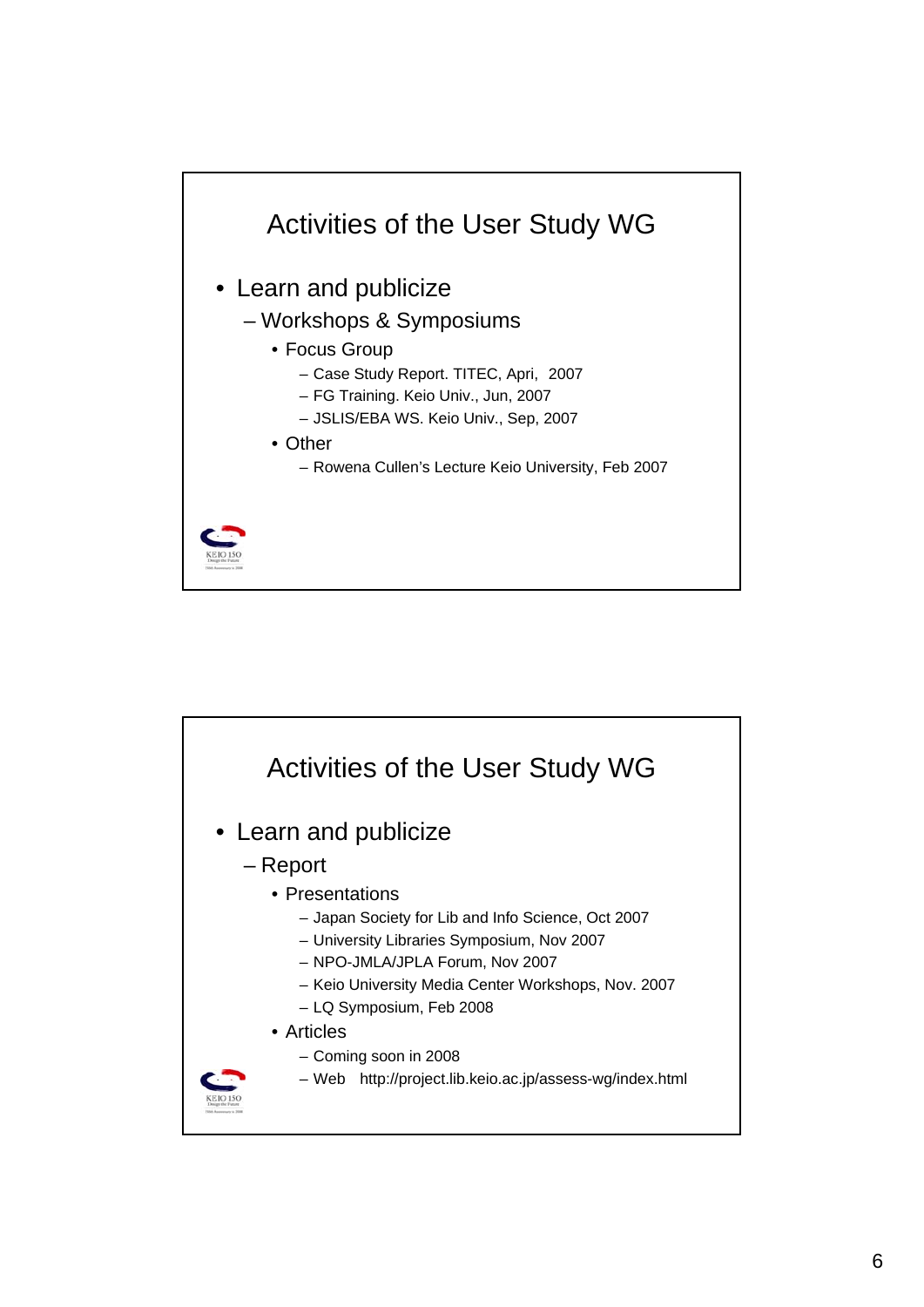## Activities of the User Study WG

- Learn and publicize
  - Workshops & Symposiums
    - Focus Group
      - Case Study Report. TITEC, Apri, 2007
      - FG Training. Keio Univ., Jun, 2007
      - JSLIS/EBA WS. Keio Univ., Sep, 2007
    - Other
      - Rowena Cullen's Lecture Keio University, Feb 2007

## Activities of the User Study WG

- Learn and publicize
  - Report
    - Presentations
      - Japan Society for Lib and Info Science, Oct 2007
      - University Libraries Symposium, Nov 2007
      - NPO-JMLA/JPLA Forum, Nov 2007
      - Keio University Media Center Workshops, Nov. 2007
      - LQ Symposium, Feb 2008
    - Articles
      - Coming soon in 2008
      - Web http://project.lib.keio.ac.jp/assess-wg/index.html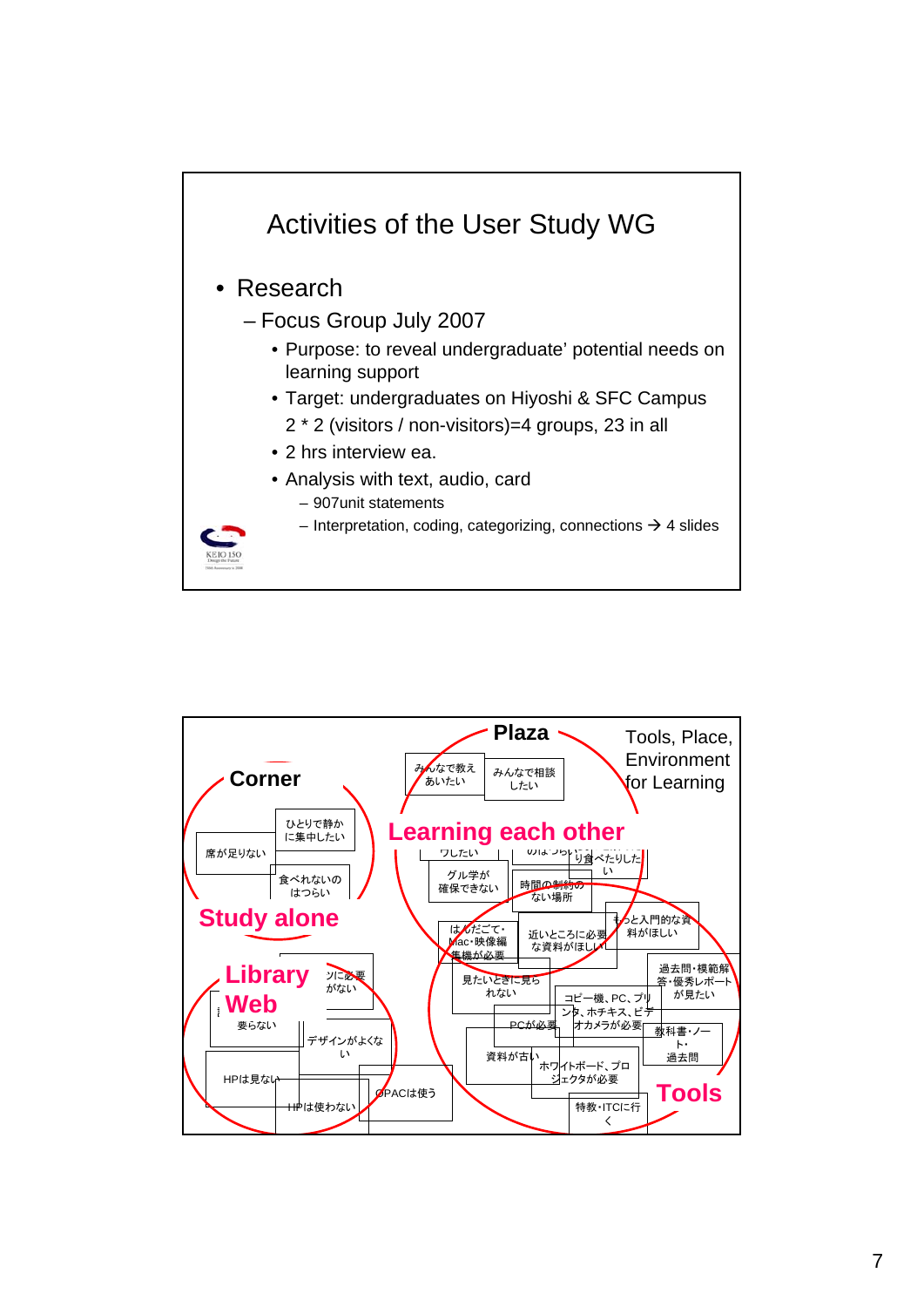## Activities of the User Study WG

- Research
  - Focus Group July 2007
    - Purpose: to reveal undergraduate' potential needs on learning support
    - Target: undergraduates on Hiyoshi & SFC Campus
      2 * 2 (visitors / non-visitors)=4 groups, 23 in all
    - 2 hrs interview ea.
    - Analysis with text, audio, card
      - 907unit statements
      - Interpretation, coding, categorizing, connections → 4 slides

KEIO 150

---

Tools, Place, Environment for Learning

**Corner**

ひとりで静かに集中したい

席が足りない

食べれないのはつらい

**Study alone**

**Plaza**

みんなで教えあいたい

みんなで相談したい

**Learning each other**

グル学が確保できない

時間の制約のない場所

り食べたりしたい

はんだごて・Mac・映像編集機が必要

近いところに必要な資料がほしい

もっと入門的な資料がほしい

**Library**

**Web**

要らない

デザインがよくない

HPは見ない

HPは使わない

OPACは使う

見たいときに見られない

過去問・模範解答・優秀レポートが見たい

コピー機、PC、プリンタ、ホチキス、ビデオカメラが必要

PCが必要

教科書・ノート・過去問

資料が古い

ホワイトボード、プロジェクタが必要

特教・ITCに行く

**Tools**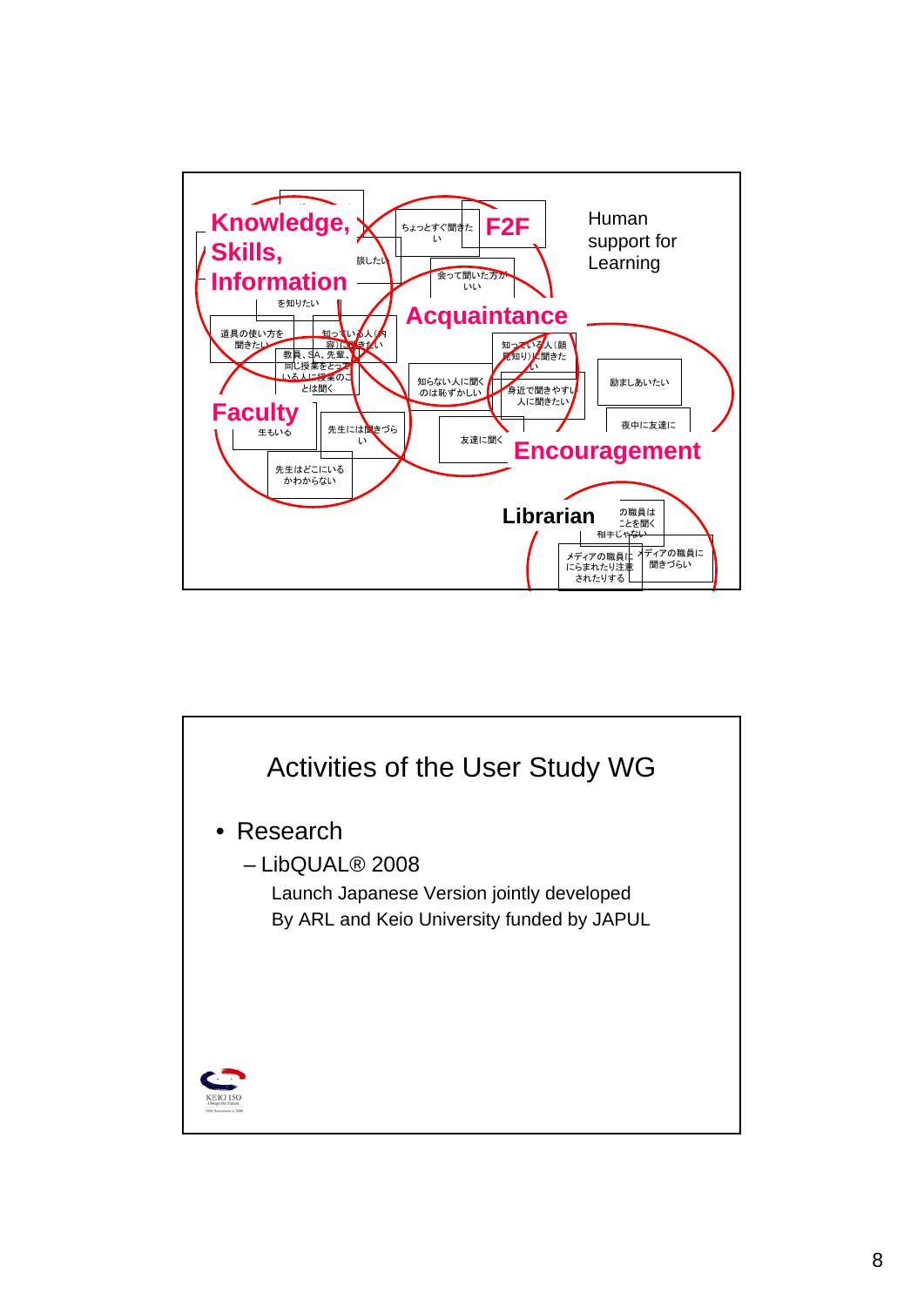Knowledge, Skills, Information

F2F

Human support for Learning

Acquaintance

Faculty

Encouragement

Librarian

ちょっとすぐ聞きたい

会って聞いた方がいい

談したい

を知りたい

道具の使い方を聞きたい

知っている人（内容）に聞きたい

教員、SA、先輩、同じ授業をとっている人に授業のことは聞く

知らない人に聞くのは恥ずかしい

知っている人（顔見知り）に聞きたい

身近で聞きやすい人に聞きたい

励ましあいたい

夜中に友達に

友達に聞く

先生には聞きづらい

生もいる

先生はどこにいるかわからない

の職員はことを聞く相手じゃない

メディアの職員ににらまれたり注意されたりする

メディアの職員に聞きづらい

## Activities of the User Study WG

- Research
  - LibQUAL® 2008

    Launch Japanese Version jointly developed
    By ARL and Keio University funded by JAPUL

KEIO 150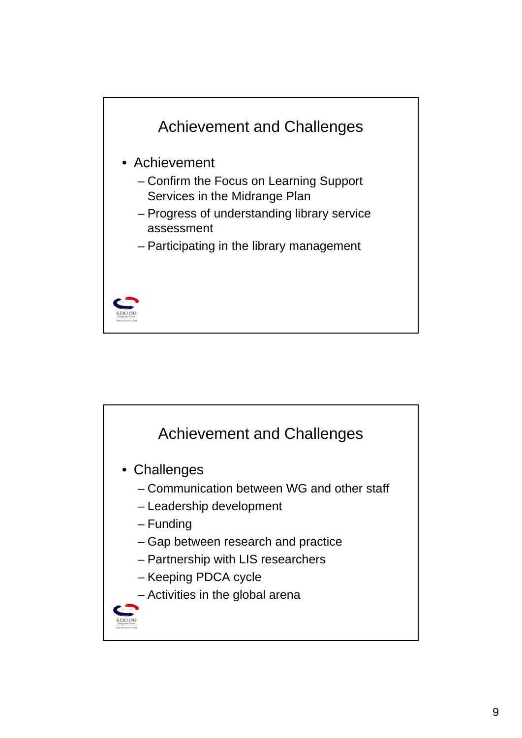## Achievement and Challenges

- Achievement
  - Confirm the Focus on Learning Support Services in the Midrange Plan
  - Progress of understanding library service assessment
  - Participating in the library management

KEIO 150

## Achievement and Challenges

- Challenges
  - Communication between WG and other staff
  - Leadership development
  - Funding
  - Gap between research and practice
  - Partnership with LIS researchers
  - Keeping PDCA cycle
  - Activities in the global arena

KEIO 150